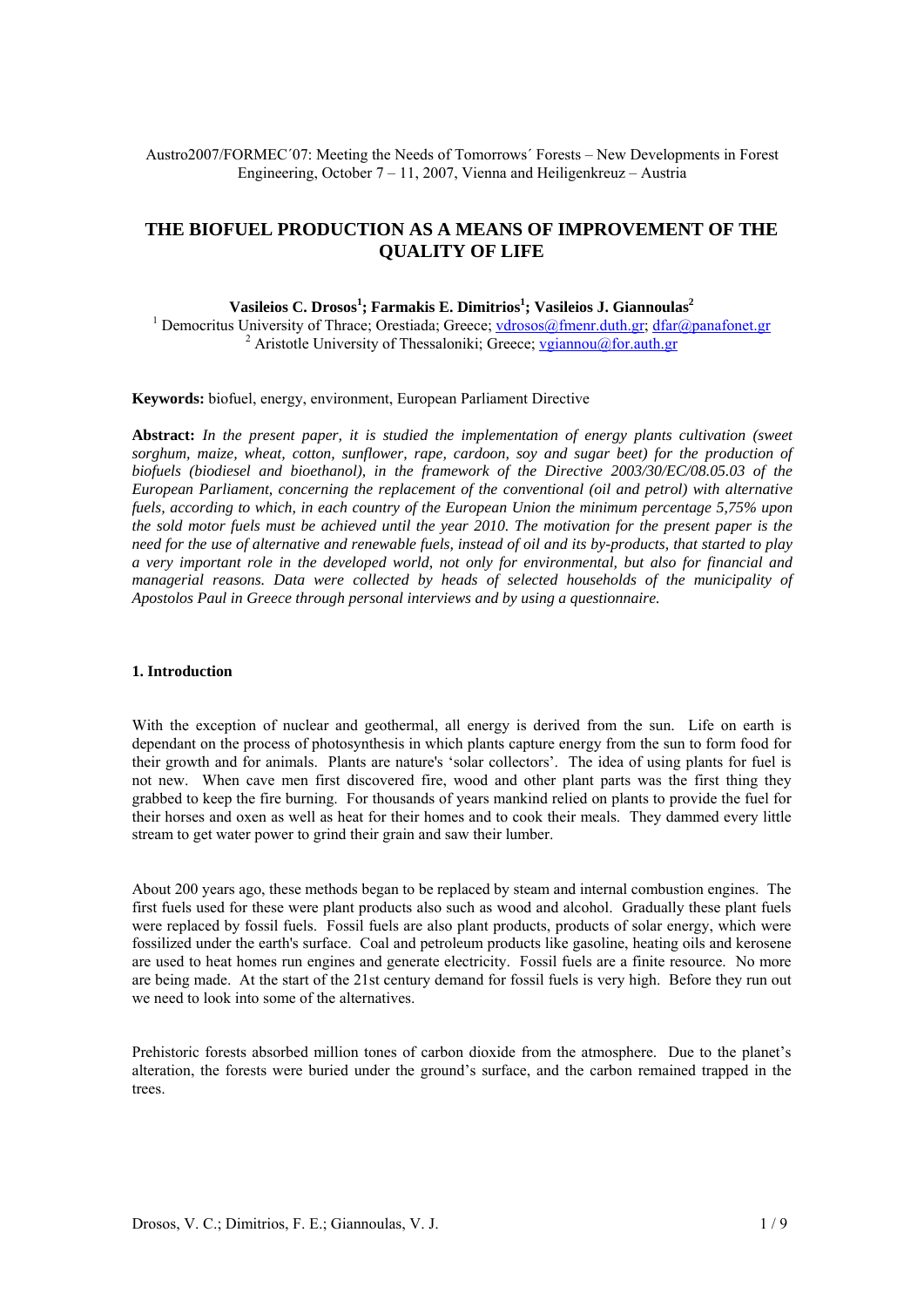Austro2007/FORMEC´07: Meeting the Needs of Tomorrows´ Forests – New Developments in Forest Engineering, October 7 – 11, 2007, Vienna and Heiligenkreuz – Austria

# THE BIOFUEL PRODUCTION AS A MEANS OF IMPROVEMENT OF THE QUALITY OF LIFE

**Vasileios C. Drosos[1]; Farmakis E. Dimitrios[1]; Vasileios J. Giannoulas[2]**

[1] Democritus University of Thrace; Orestiada; Greece; vdrosos@fmenr.duth.gr; dfar@panafonet.gr
[2] Aristotle University of Thessaloniki; Greece; vgiannou@for.auth.gr

**Keywords:** biofuel, energy, environment, European Parliament Directive

**Abstract:** *In the present paper, it is studied the implementation of energy plants cultivation (sweet sorghum, maize, wheat, cotton, sunflower, rape, cardoon, soy and sugar beet) for the production of biofuels (biodiesel and bioethanol), in the framework of the Directive 2003/30/EC/08.05.03 of the European Parliament, concerning the replacement of the conventional (oil and petrol) with alternative fuels, according to which, in each country of the European Union the minimum percentage 5,75% upon the sold motor fuels must be achieved until the year 2010. The motivation for the present paper is the need for the use of alternative and renewable fuels, instead of oil and its by-products, that started to play a very important role in the developed world, not only for environmental, but also for financial and managerial reasons. Data were collected by heads of selected households of the municipality of Apostolos Paul in Greece through personal interviews and by using a questionnaire.*

## 1. Introduction

With the exception of nuclear and geothermal, all energy is derived from the sun. Life on earth is dependant on the process of photosynthesis in which plants capture energy from the sun to form food for their growth and for animals. Plants are nature's 'solar collectors'. The idea of using plants for fuel is not new. When cave men first discovered fire, wood and other plant parts was the first thing they grabbed to keep the fire burning. For thousands of years mankind relied on plants to provide the fuel for their horses and oxen as well as heat for their homes and to cook their meals. They dammed every little stream to get water power to grind their grain and saw their lumber.

About 200 years ago, these methods began to be replaced by steam and internal combustion engines. The first fuels used for these were plant products also such as wood and alcohol. Gradually these plant fuels were replaced by fossil fuels. Fossil fuels are also plant products, products of solar energy, which were fossilized under the earth's surface. Coal and petroleum products like gasoline, heating oils and kerosene are used to heat homes run engines and generate electricity. Fossil fuels are a finite resource. No more are being made. At the start of the 21st century demand for fossil fuels is very high. Before they run out we need to look into some of the alternatives.

Prehistoric forests absorbed million tones of carbon dioxide from the atmosphere. Due to the planet's alteration, the forests were buried under the ground's surface, and the carbon remained trapped in the trees.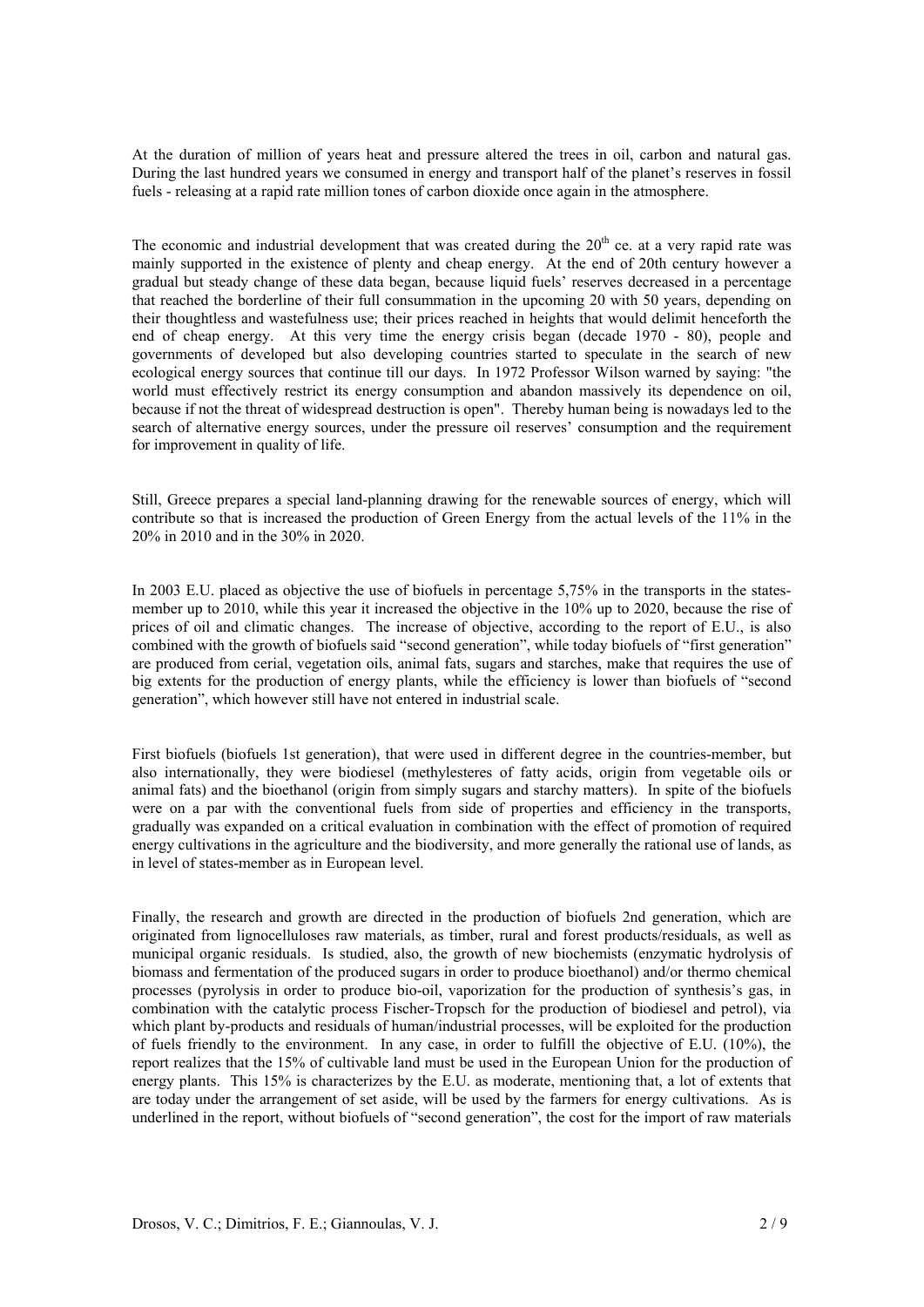At the duration of million of years heat and pressure altered the trees in oil, carbon and natural gas. During the last hundred years we consumed in energy and transport half of the planet's reserves in fossil fuels - releasing at a rapid rate million tones of carbon dioxide once again in the atmosphere.

The economic and industrial development that was created during the 20th ce. at a very rapid rate was mainly supported in the existence of plenty and cheap energy. At the end of 20th century however a gradual but steady change of these data began, because liquid fuels' reserves decreased in a percentage that reached the borderline of their full consummation in the upcoming 20 with 50 years, depending on their thoughtless and wastefulness use; their prices reached in heights that would delimit henceforth the end of cheap energy. At this very time the energy crisis began (decade 1970 - 80), people and governments of developed but also developing countries started to speculate in the search of new ecological energy sources that continue till our days. In 1972 Professor Wilson warned by saying: "the world must effectively restrict its energy consumption and abandon massively its dependence on oil, because if not the threat of widespread destruction is open". Thereby human being is nowadays led to the search of alternative energy sources, under the pressure oil reserves' consumption and the requirement for improvement in quality of life.

Still, Greece prepares a special land-planning drawing for the renewable sources of energy, which will contribute so that is increased the production of Green Energy from the actual levels of the 11% in the 20% in 2010 and in the 30% in 2020.

In 2003 E.U. placed as objective the use of biofuels in percentage 5,75% in the transports in the states-member up to 2010, while this year it increased the objective in the 10% up to 2020, because the rise of prices of oil and climatic changes. The increase of objective, according to the report of E.U., is also combined with the growth of biofuels said "second generation", while today biofuels of "first generation" are produced from cerial, vegetation oils, animal fats, sugars and starches, make that requires the use of big extents for the production of energy plants, while the efficiency is lower than biofuels of "second generation", which however still have not entered in industrial scale.

First biofuels (biofuels 1st generation), that were used in different degree in the countries-member, but also internationally, they were biodiesel (methylesteres of fatty acids, origin from vegetable oils or animal fats) and the bioethanol (origin from simply sugars and starchy matters). In spite of the biofuels were on a par with the conventional fuels from side of properties and efficiency in the transports, gradually was expanded on a critical evaluation in combination with the effect of promotion of required energy cultivations in the agriculture and the biodiversity, and more generally the rational use of lands, as in level of states-member as in European level.

Finally, the research and growth are directed in the production of biofuels 2nd generation, which are originated from lignocelluloses raw materials, as timber, rural and forest products/residuals, as well as municipal organic residuals. Is studied, also, the growth of new biochemists (enzymatic hydrolysis of biomass and fermentation of the produced sugars in order to produce bioethanol) and/or thermo chemical processes (pyrolysis in order to produce bio-oil, vaporization for the production of synthesis's gas, in combination with the catalytic process Fischer-Tropsch for the production of biodiesel and petrol), via which plant by-products and residuals of human/industrial processes, will be exploited for the production of fuels friendly to the environment. In any case, in order to fulfill the objective of E.U. (10%), the report realizes that the 15% of cultivable land must be used in the European Union for the production of energy plants. This 15% is characterizes by the E.U. as moderate, mentioning that, a lot of extents that are today under the arrangement of set aside, will be used by the farmers for energy cultivations. As is underlined in the report, without biofuels of "second generation", the cost for the import of raw materials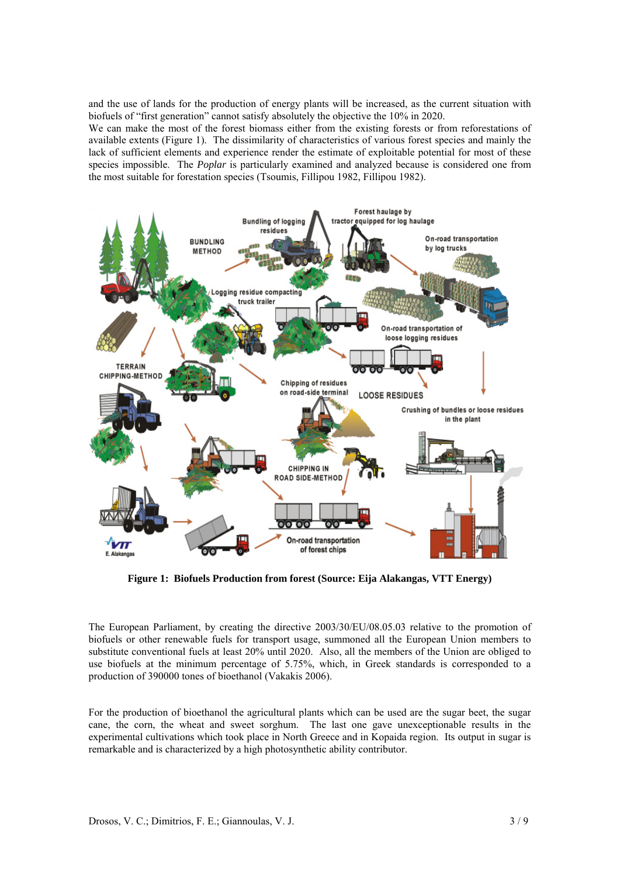and the use of lands for the production of energy plants will be increased, as the current situation with biofuels of "first generation" cannot satisfy absolutely the objective the 10% in 2020.
We can make the most of the forest biomass either from the existing forests or from reforestations of available extents (Figure 1). The dissimilarity of characteristics of various forest species and mainly the lack of sufficient elements and experience render the estimate of exploitable potential for most of these species impossible. The *Poplar* is particularly examined and analyzed because is considered one from the most suitable for forestation species (Tsoumis, Fillipou 1982, Fillipou 1982).

**Figure 1: Biofuels Production from forest (Source: Eija Alakangas, VTT Energy)**

The European Parliament, by creating the directive 2003/30/EU/08.05.03 relative to the promotion of biofuels or other renewable fuels for transport usage, summoned all the European Union members to substitute conventional fuels at least 20% until 2020. Also, all the members of the Union are obliged to use biofuels at the minimum percentage of 5.75%, which, in Greek standards is corresponded to a production of 390000 tones of bioethanol (Vakakis 2006).

For the production of bioethanol the agricultural plants which can be used are the sugar beet, the sugar cane, the corn, the wheat and sweet sorghum. The last one gave unexceptionable results in the experimental cultivations which took place in North Greece and in Kopaida region. Its output in sugar is remarkable and is characterized by a high photosynthetic ability contributor.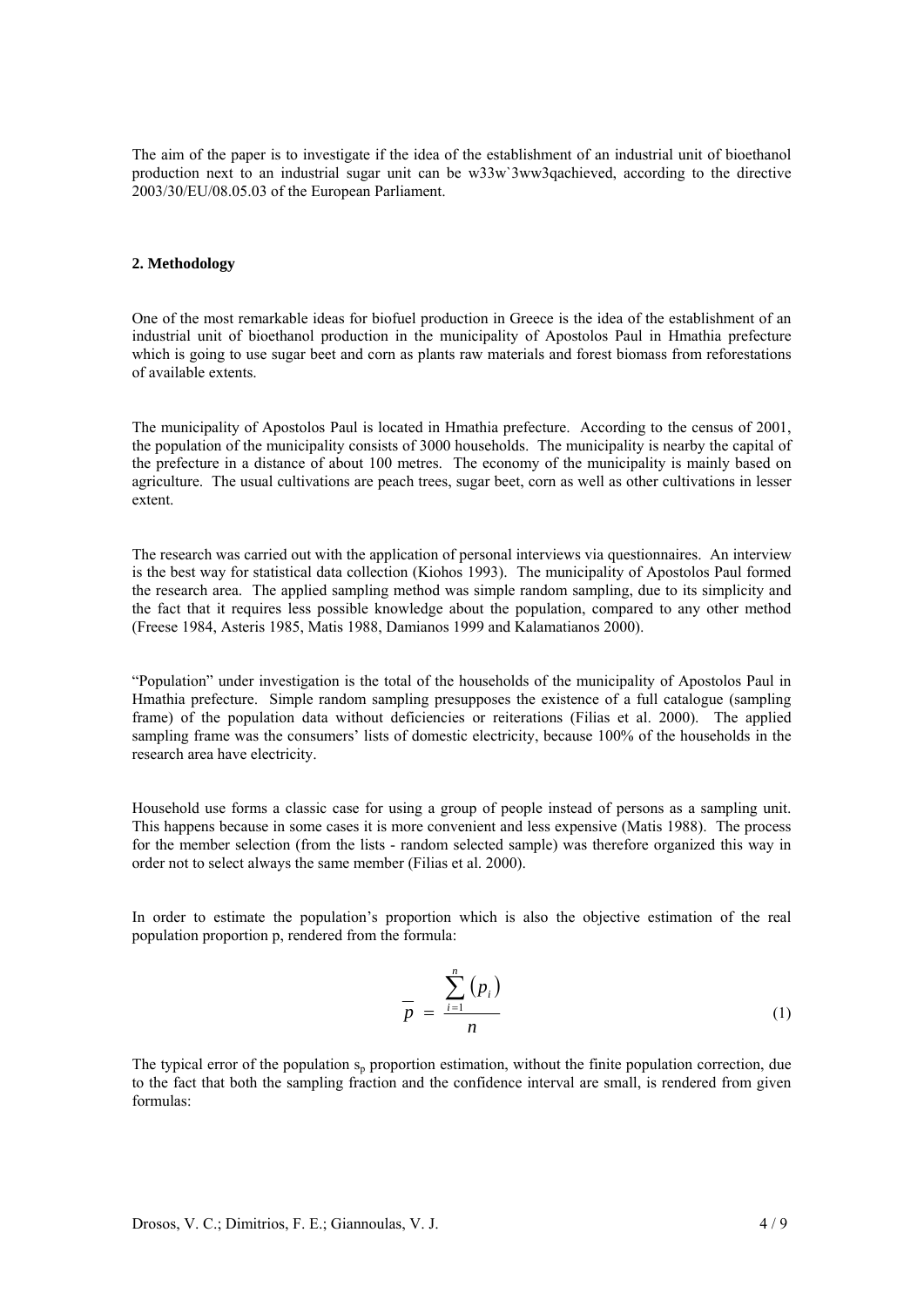The aim of the paper is to investigate if the idea of the establishment of an industrial unit of bioethanol production next to an industrial sugar unit can be w33w`3ww3qachieved, according to the directive 2003/30/EU/08.05.03 of the European Parliament.

### 2. Methodology

One of the most remarkable ideas for biofuel production in Greece is the idea of the establishment of an industrial unit of bioethanol production in the municipality of Apostolos Paul in Hmathia prefecture which is going to use sugar beet and corn as plants raw materials and forest biomass from reforestations of available extents.

The municipality of Apostolos Paul is located in Hmathia prefecture. According to the census of 2001, the population of the municipality consists of 3000 households. The municipality is nearby the capital of the prefecture in a distance of about 100 metres. The economy of the municipality is mainly based on agriculture. The usual cultivations are peach trees, sugar beet, corn as well as other cultivations in lesser extent.

The research was carried out with the application of personal interviews via questionnaires. An interview is the best way for statistical data collection (Kiohos 1993). The municipality of Apostolos Paul formed the research area. The applied sampling method was simple random sampling, due to its simplicity and the fact that it requires less possible knowledge about the population, compared to any other method (Freese 1984, Asteris 1985, Matis 1988, Damianos 1999 and Kalamatianos 2000).

"Population" under investigation is the total of the households of the municipality of Apostolos Paul in Hmathia prefecture. Simple random sampling presupposes the existence of a full catalogue (sampling frame) of the population data without deficiencies or reiterations (Filias et al. 2000). The applied sampling frame was the consumers' lists of domestic electricity, because 100% of the households in the research area have electricity.

Household use forms a classic case for using a group of people instead of persons as a sampling unit. This happens because in some cases it is more convenient and less expensive (Matis 1988). The process for the member selection (from the lists - random selected sample) was therefore organized this way in order not to select always the same member (Filias et al. 2000).

In order to estimate the population's proportion which is also the objective estimation of the real population proportion p, rendered from the formula:

$$\bar{p} = \frac{\sum_{i=1}^{n} (p_i)}{n} \tag{1}$$

The typical error of the population $s_p$ proportion estimation, without the finite population correction, due to the fact that both the sampling fraction and the confidence interval are small, is rendered from given formulas: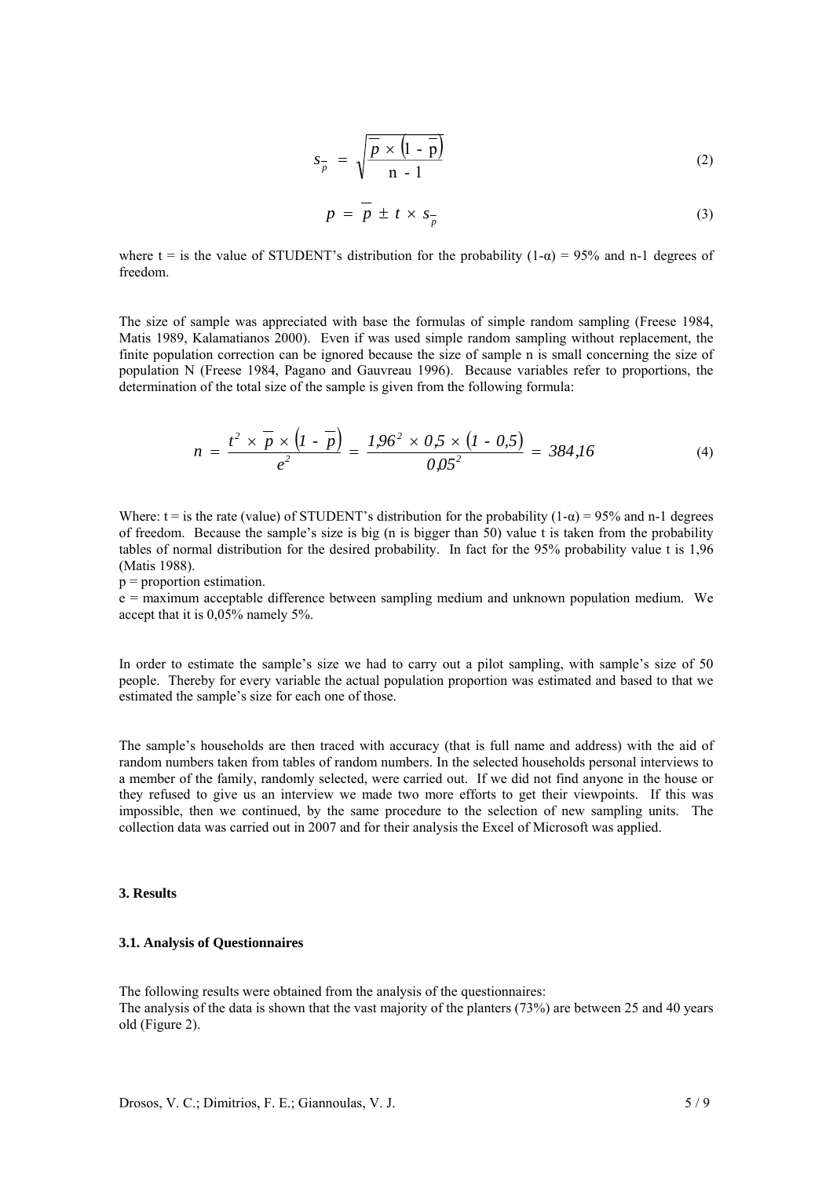$$s_{\bar{p}} = \sqrt{\frac{\bar{p} \times (1 - \bar{p})}{n - 1}} \tag{2}$$

$$p = \bar{p} \pm t \times s_{\bar{p}} \tag{3}$$

where t = is the value of STUDENT's distribution for the probability $(1-\alpha) = 95\%$ and n-1 degrees of freedom.

The size of sample was appreciated with base the formulas of simple random sampling (Freese 1984, Matis 1989, Kalamatianos 2000). Even if was used simple random sampling without replacement, the finite population correction can be ignored because the size of sample n is small concerning the size of population N (Freese 1984, Pagano and Gauvreau 1996). Because variables refer to proportions, the determination of the total size of the sample is given from the following formula:

$$n = \frac{t^2 \times \bar{p} \times (1 - \bar{p})}{e^2} = \frac{1{,}96^2 \times 0{,}5 \times (1 - 0{,}5)}{0{,}05^2} = 384{,}16 \tag{4}$$

Where: t = is the rate (value) of STUDENT's distribution for the probability $(1-\alpha) = 95\%$ and n-1 degrees of freedom. Because the sample's size is big (n is bigger than 50) value t is taken from the probability tables of normal distribution for the desired probability. In fact for the 95% probability value t is 1,96 (Matis 1988).

p = proportion estimation.

e = maximum acceptable difference between sampling medium and unknown population medium. We accept that it is 0,05% namely 5%.

In order to estimate the sample's size we had to carry out a pilot sampling, with sample's size of 50 people. Thereby for every variable the actual population proportion was estimated and based to that we estimated the sample's size for each one of those.

The sample's households are then traced with accuracy (that is full name and address) with the aid of random numbers taken from tables of random numbers. In the selected households personal interviews to a member of the family, randomly selected, were carried out. If we did not find anyone in the house or they refused to give us an interview we made two more efforts to get their viewpoints. If this was impossible, then we continued, by the same procedure to the selection of new sampling units. The collection data was carried out in 2007 and for their analysis the Excel of Microsoft was applied.

### 3. Results

#### 3.1. Analysis of Questionnaires

The following results were obtained from the analysis of the questionnaires:
The analysis of the data is shown that the vast majority of the planters (73%) are between 25 and 40 years old (Figure 2).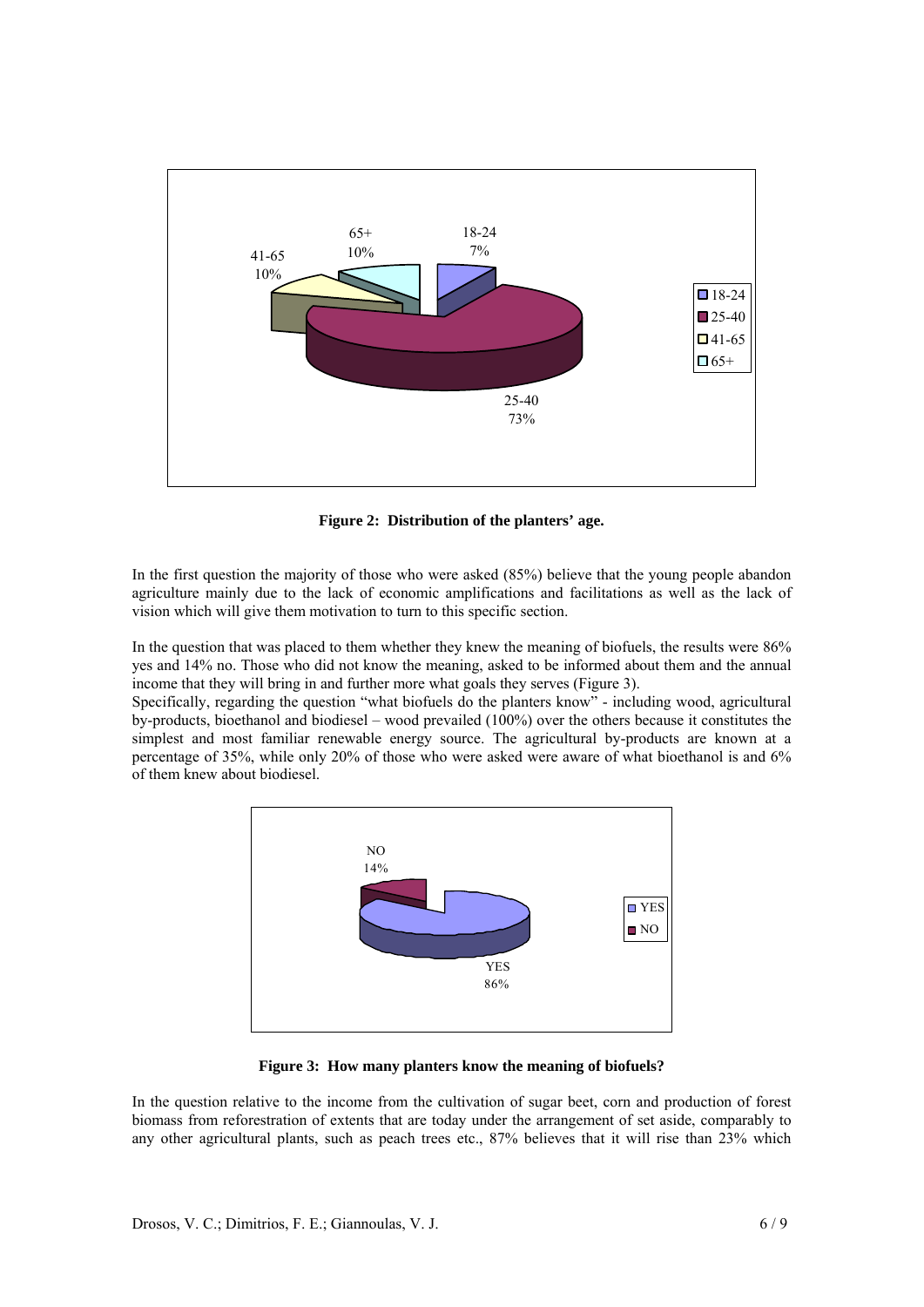**Figure 2: Distribution of the planters' age.**

In the first question the majority of those who were asked (85%) believe that the young people abandon agriculture mainly due to the lack of economic amplifications and facilitations as well as the lack of vision which will give them motivation to turn to this specific section.

In the question that was placed to them whether they knew the meaning of biofuels, the results were 86% yes and 14% no. Those who did not know the meaning, asked to be informed about them and the annual income that they will bring in and further more what goals they serves (Figure 3).

Specifically, regarding the question "what biofuels do the planters know" - including wood, agricultural by-products, bioethanol and biodiesel – wood prevailed (100%) over the others because it constitutes the simplest and most familiar renewable energy source. The agricultural by-products are known at a percentage of 35%, while only 20% of those who were asked were aware of what bioethanol is and 6% of them knew about biodiesel.

**Figure 3: How many planters know the meaning of biofuels?**

In the question relative to the income from the cultivation of sugar beet, corn and production of forest biomass from reforestration of extents that are today under the arrangement of set aside, comparably to any other agricultural plants, such as peach trees etc., 87% believes that it will rise than 23% which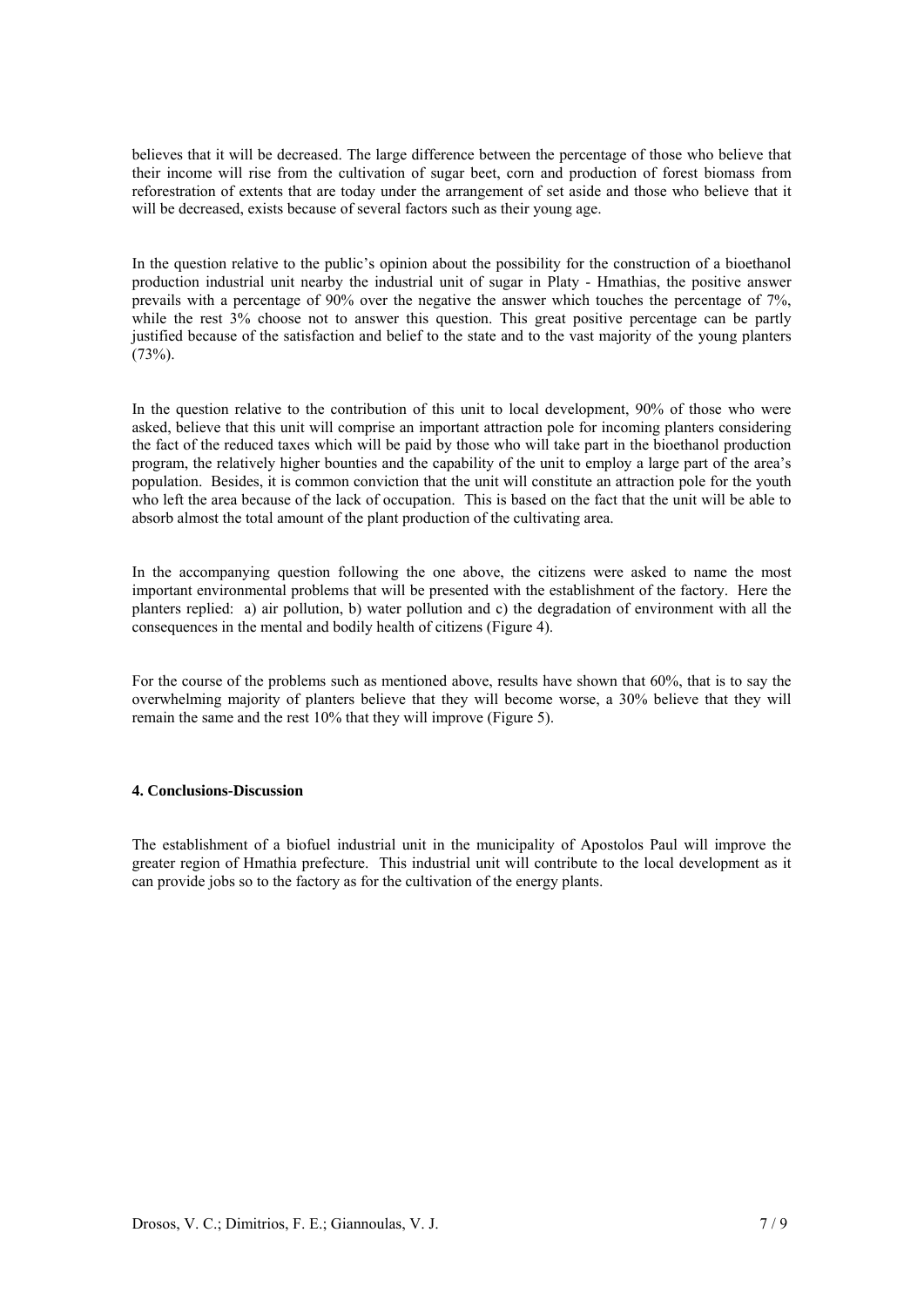believes that it will be decreased. The large difference between the percentage of those who believe that their income will rise from the cultivation of sugar beet, corn and production of forest biomass from reforestration of extents that are today under the arrangement of set aside and those who believe that it will be decreased, exists because of several factors such as their young age.

In the question relative to the public's opinion about the possibility for the construction of a bioethanol production industrial unit nearby the industrial unit of sugar in Platy - Hmathias, the positive answer prevails with a percentage of 90% over the negative the answer which touches the percentage of 7%, while the rest 3% choose not to answer this question. This great positive percentage can be partly justified because of the satisfaction and belief to the state and to the vast majority of the young planters (73%).

In the question relative to the contribution of this unit to local development, 90% of those who were asked, believe that this unit will comprise an important attraction pole for incoming planters considering the fact of the reduced taxes which will be paid by those who will take part in the bioethanol production program, the relatively higher bounties and the capability of the unit to employ a large part of the area's population. Besides, it is common conviction that the unit will constitute an attraction pole for the youth who left the area because of the lack of occupation. This is based on the fact that the unit will be able to absorb almost the total amount of the plant production of the cultivating area.

In the accompanying question following the one above, the citizens were asked to name the most important environmental problems that will be presented with the establishment of the factory. Here the planters replied: a) air pollution, b) water pollution and c) the degradation of environment with all the consequences in the mental and bodily health of citizens (Figure 4).

For the course of the problems such as mentioned above, results have shown that 60%, that is to say the overwhelming majority of planters believe that they will become worse, a 30% believe that they will remain the same and the rest 10% that they will improve (Figure 5).

#### 4. Conclusions-Discussion

The establishment of a biofuel industrial unit in the municipality of Apostolos Paul will improve the greater region of Hmathia prefecture. This industrial unit will contribute to the local development as it can provide jobs so to the factory as for the cultivation of the energy plants.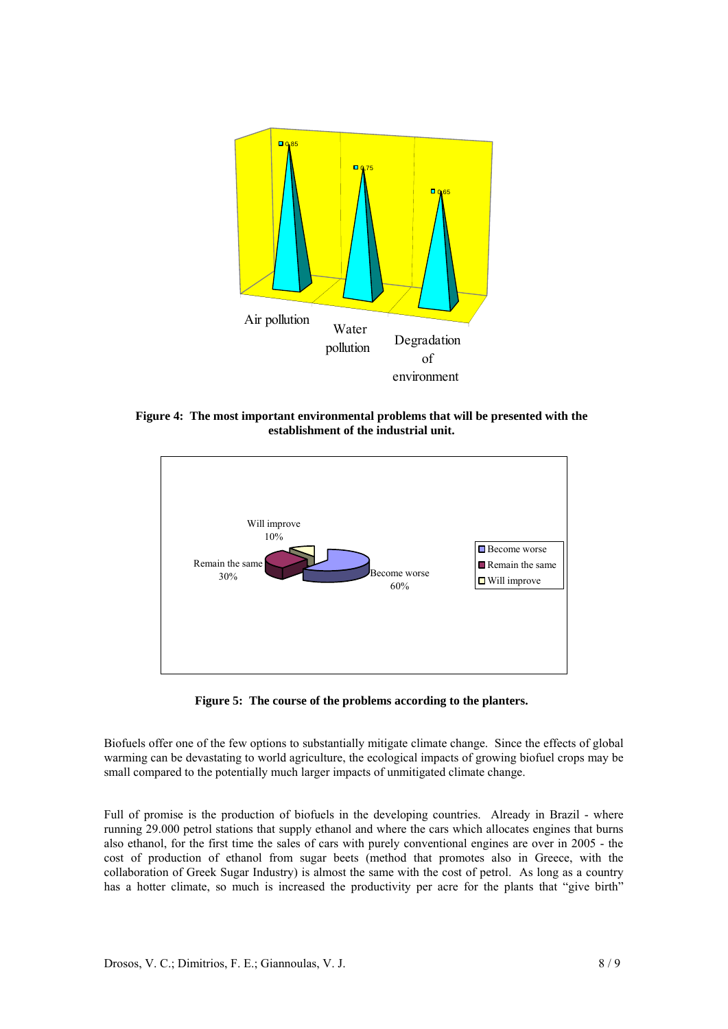**Figure 4: The most important environmental problems that will be presented with the establishment of the industrial unit.**

**Figure 5: The course of the problems according to the planters.**

Biofuels offer one of the few options to substantially mitigate climate change. Since the effects of global warming can be devastating to world agriculture, the ecological impacts of growing biofuel crops may be small compared to the potentially much larger impacts of unmitigated climate change.

Full of promise is the production of biofuels in the developing countries. Already in Brazil - where running 29.000 petrol stations that supply ethanol and where the cars which allocates engines that burns also ethanol, for the first time the sales of cars with purely conventional engines are over in 2005 - the cost of production of ethanol from sugar beets (method that promotes also in Greece, with the collaboration of Greek Sugar Industry) is almost the same with the cost of petrol. As long as a country has a hotter climate, so much is increased the productivity per acre for the plants that "give birth"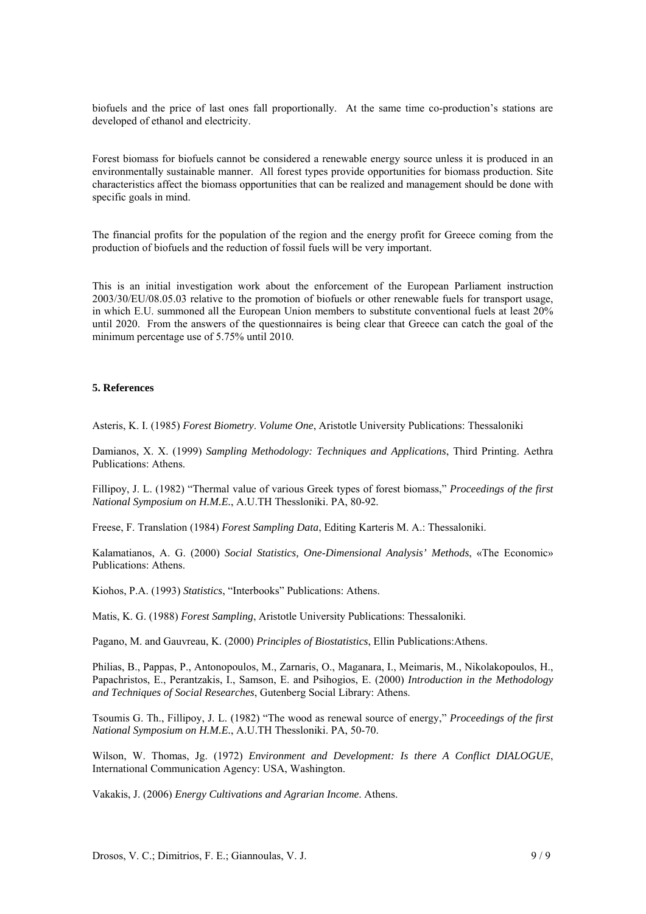biofuels and the price of last ones fall proportionally. At the same time co-production's stations are developed of ethanol and electricity.

Forest biomass for biofuels cannot be considered a renewable energy source unless it is produced in an environmentally sustainable manner. All forest types provide opportunities for biomass production. Site characteristics affect the biomass opportunities that can be realized and management should be done with specific goals in mind.

The financial profits for the population of the region and the energy profit for Greece coming from the production of biofuels and the reduction of fossil fuels will be very important.

This is an initial investigation work about the enforcement of the European Parliament instruction 2003/30/EU/08.05.03 relative to the promotion of biofuels or other renewable fuels for transport usage, in which E.U. summoned all the European Union members to substitute conventional fuels at least 20% until 2020. From the answers of the questionnaires is being clear that Greece can catch the goal of the minimum percentage use of 5.75% until 2010.

#### 5. References

Asteris, K. I. (1985) *Forest Biometry. Volume One*, Aristotle University Publications: Thessaloniki

Damianos, X. X. (1999) *Sampling Methodology: Techniques and Applications*, Third Printing. Aethra Publications: Athens.

Fillipoy, J. L. (1982) "Thermal value of various Greek types of forest biomass," *Proceedings of the first National Symposium on H.M.E.*, A.U.TH Thessloniki. PA, 80-92.

Freese, F. Translation (1984) *Forest Sampling Data*, Editing Karteris M. A.: Thessaloniki.

Kalamatianos, A. G. (2000) *Social Statistics, One-Dimensional Analysis' Methods*, «The Economic» Publications: Athens.

Kiohos, P.A. (1993) *Statistics*, "Interbooks" Publications: Athens.

Matis, K. G. (1988) *Forest Sampling*, Aristotle University Publications: Thessaloniki.

Pagano, M. and Gauvreau, K. (2000) *Principles of Biostatistics*, Ellin Publications:Athens.

Philias, B., Pappas, P., Antonopoulos, M., Zarnaris, O., Maganara, I., Meimaris, M., Nikolakopoulos, H., Papachristos, E., Perantzakis, I., Samson, E. and Psihogios, E. (2000) *Introduction in the Methodology and Techniques of Social Researches*, Gutenberg Social Library: Athens.

Tsoumis G. Th., Fillipoy, J. L. (1982) "The wood as renewal source of energy," *Proceedings of the first National Symposium on H.M.E.*, A.U.TH Thessloniki. PA, 50-70.

Wilson, W. Thomas, Jg. (1972) *Environment and Development: Is there A Conflict DIALOGUE*, International Communication Agency: USA, Washington.

Vakakis, J. (2006) *Energy Cultivations and Agrarian Income*. Athens.